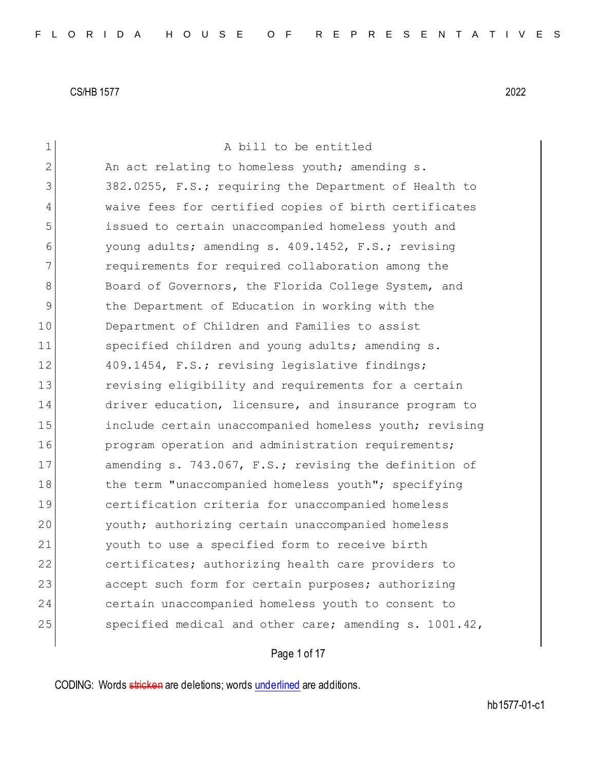A bill to be entitled

An act relating to homeless youth; amending s. 382.0255, F.S.; requiring the Department of Health to waive fees for certified copies of birth certificates issued to certain unaccompanied homeless youth and young adults; amending s. 409.1452, F.S.; revising requirements for required collaboration among the Board of Governors, the Florida College System, and the Department of Education in working with the Department of Children and Families to assist specified children and young adults; amending s. 409.1454, F.S.; revising legislative findings; revising eligibility and requirements for a certain driver education, licensure, and insurance program to include certain unaccompanied homeless youth; revising program operation and administration requirements; amending s. 743.067, F.S.; revising the definition of the term "unaccompanied homeless youth"; specifying certification criteria for unaccompanied homeless youth; authorizing certain unaccompanied homeless youth to use a specified form to receive birth certificates; authorizing health care providers to accept such form for certain purposes; authorizing certain unaccompanied homeless youth to consent to specified medical and other care; amending s. 1001.42,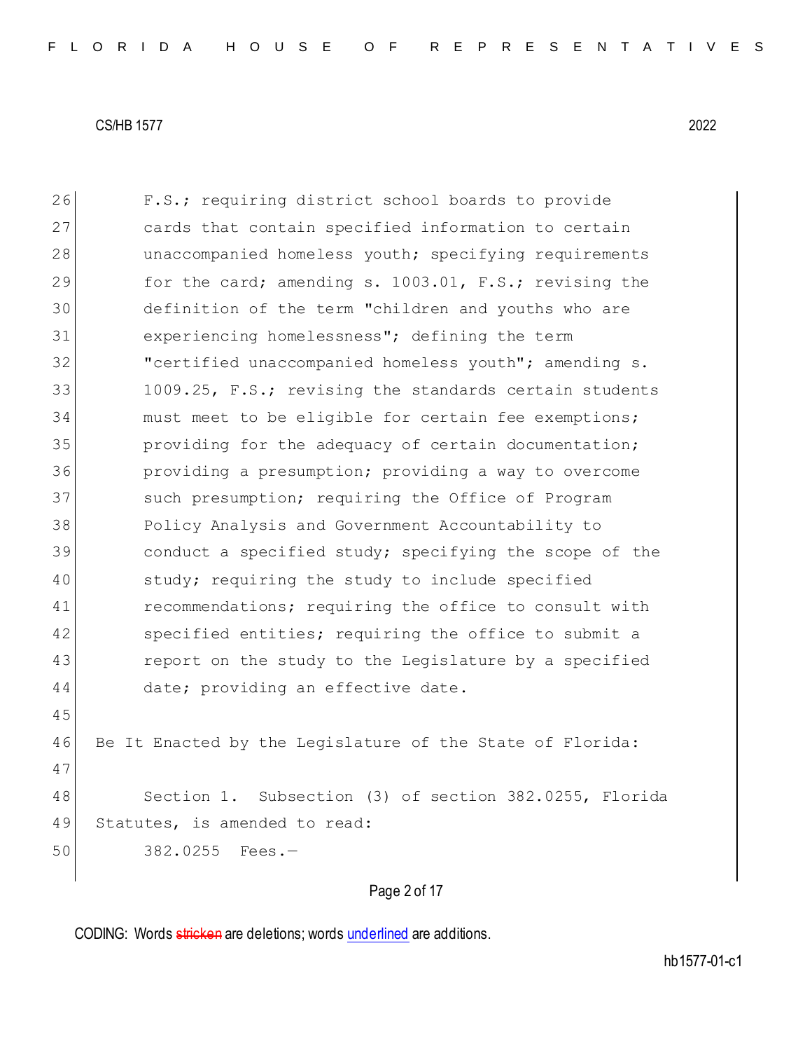F.S.; requiring district school boards to provide cards that contain specified information to certain unaccompanied homeless youth; specifying requirements for the card; amending s. 1003.01, F.S.; revising the definition of the term "children and youths who are experiencing homelessness"; defining the term "certified unaccompanied homeless youth"; amending s. 1009.25, F.S.; revising the standards certain students must meet to be eligible for certain fee exemptions; providing for the adequacy of certain documentation; providing a presumption; providing a way to overcome such presumption; requiring the Office of Program Policy Analysis and Government Accountability to conduct a specified study; specifying the scope of the study; requiring the study to include specified recommendations; requiring the office to consult with specified entities; requiring the office to submit a report on the study to the Legislature by a specified date; providing an effective date.

Be It Enacted by the Legislature of the State of Florida:

Section 1. Subsection (3) of section 382.0255, Florida Statutes, is amended to read:

382.0255 Fees.—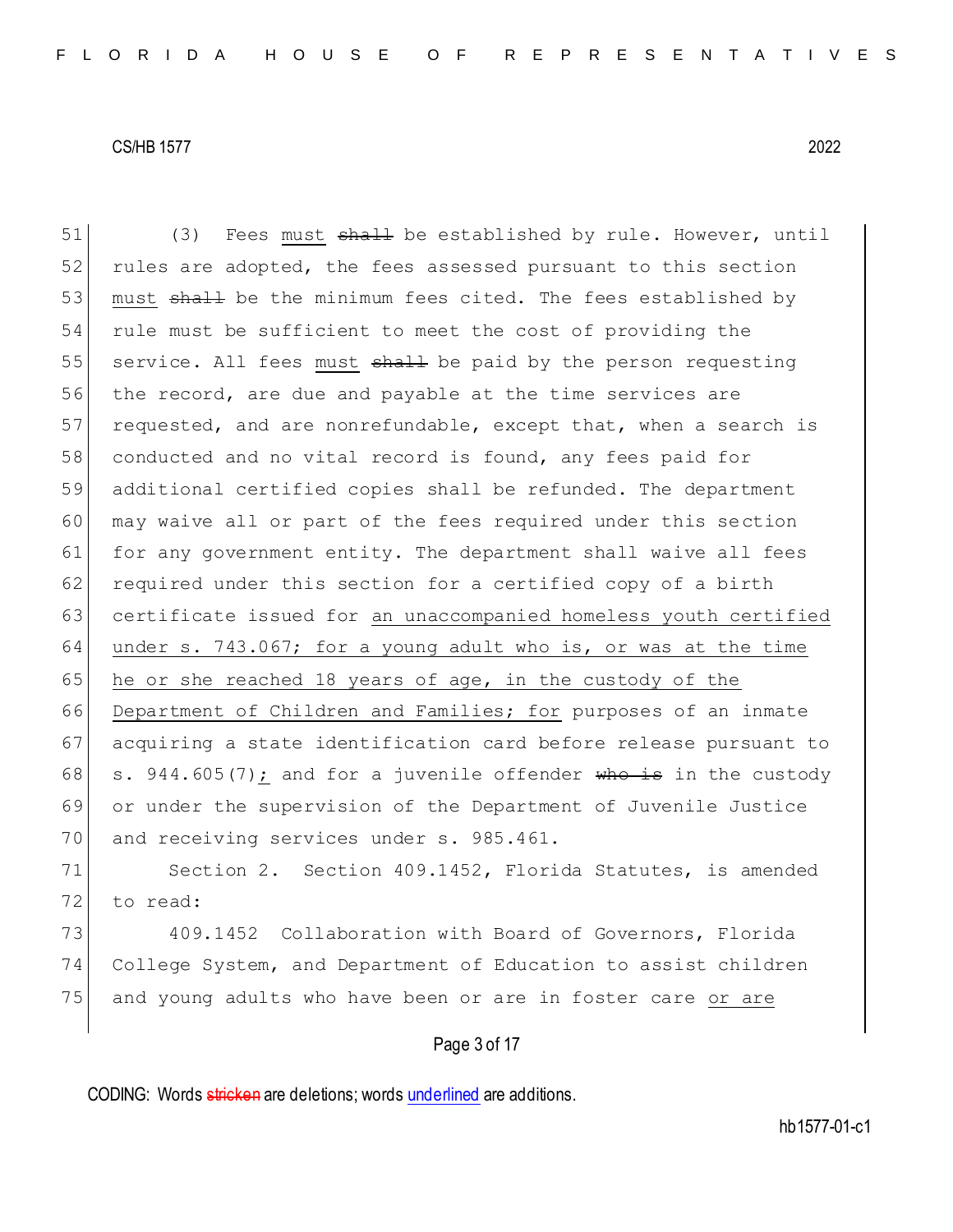(3) Fees must ~~shall~~ be established by rule. However, until rules are adopted, the fees assessed pursuant to this section must ~~shall~~ be the minimum fees cited. The fees established by rule must be sufficient to meet the cost of providing the service. All fees must ~~shall~~ be paid by the person requesting the record, are due and payable at the time services are requested, and are nonrefundable, except that, when a search is conducted and no vital record is found, any fees paid for additional certified copies shall be refunded. The department may waive all or part of the fees required under this section for any government entity. The department shall waive all fees required under this section for a certified copy of a birth certificate issued for <u>an unaccompanied homeless youth certified under s. 743.067; for a young adult who is, or was at the time he or she reached 18 years of age, in the custody of the Department of Children and Families; for</u> purposes of an inmate acquiring a state identification card before release pursuant to s. 944.605(7)<u>;</u> and for a juvenile offender ~~who is~~ in the custody or under the supervision of the Department of Juvenile Justice and receiving services under s. 985.461.

Section 2. Section 409.1452, Florida Statutes, is amended to read:

409.1452 Collaboration with Board of Governors, Florida College System, and Department of Education to assist children and young adults who have been or are in foster care <u>or are</u>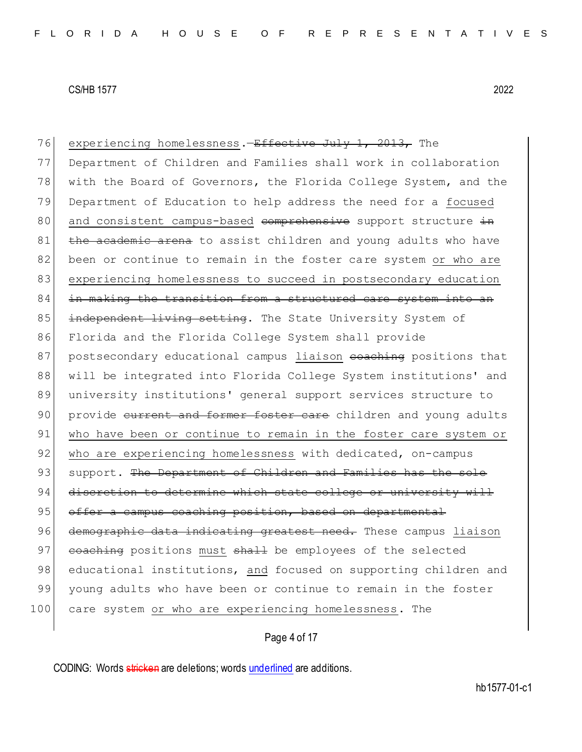experiencing homelessness.—~~Effective July 1, 2013,~~ The Department of Children and Families shall work in collaboration with the Board of Governors, the Florida College System, and the Department of Education to help address the need for a <u>focused and consistent campus-based</u> ~~comprehensive~~ support structure ~~in the academic arena~~ to assist children and young adults who have been or continue to remain in the foster care system <u>or who are experiencing homelessness to succeed in postsecondary education</u> ~~in making the transition from a structured care system into an independent living setting~~. The State University System of Florida and the Florida College System shall provide postsecondary educational campus <u>liaison</u> ~~coaching~~ positions that will be integrated into Florida College System institutions' and university institutions' general support services structure to provide ~~current and former foster care~~ children and young adults <u>who have been or continue to remain in the foster care system or who are experiencing homelessness</u> with dedicated, on-campus support. ~~The Department of Children and Families has the sole discretion to determine which state college or university will offer a campus coaching position, based on departmental demographic data indicating greatest need.~~ These campus <u>liaison</u> ~~coaching~~ positions <u>must</u> ~~shall~~ be employees of the selected educational institutions, <u>and</u> focused on supporting children and young adults who have been or continue to remain in the foster care system <u>or who are experiencing homelessness</u>. The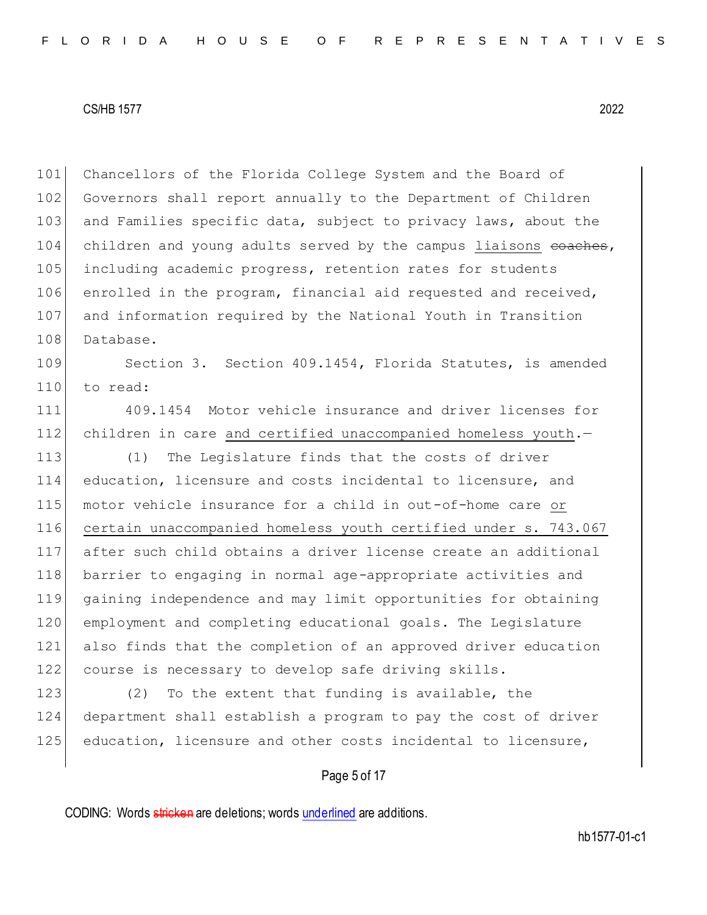Chancellors of the Florida College System and the Board of Governors shall report annually to the Department of Children and Families specific data, subject to privacy laws, about the children and young adults served by the campus <u>liaisons</u> ~~coaches~~, including academic progress, retention rates for students enrolled in the program, financial aid requested and received, and information required by the National Youth in Transition Database.

Section 3. Section 409.1454, Florida Statutes, is amended to read:

409.1454 Motor vehicle insurance and driver licenses for children in care <u>and certified unaccompanied homeless youth</u>.—

(1) The Legislature finds that the costs of driver education, licensure and costs incidental to licensure, and motor vehicle insurance for a child in out-of-home care <u>or certain unaccompanied homeless youth certified under s. 743.067</u> after such child obtains a driver license create an additional barrier to engaging in normal age-appropriate activities and gaining independence and may limit opportunities for obtaining employment and completing educational goals. The Legislature also finds that the completion of an approved driver education course is necessary to develop safe driving skills.

(2) To the extent that funding is available, the department shall establish a program to pay the cost of driver education, licensure and other costs incidental to licensure,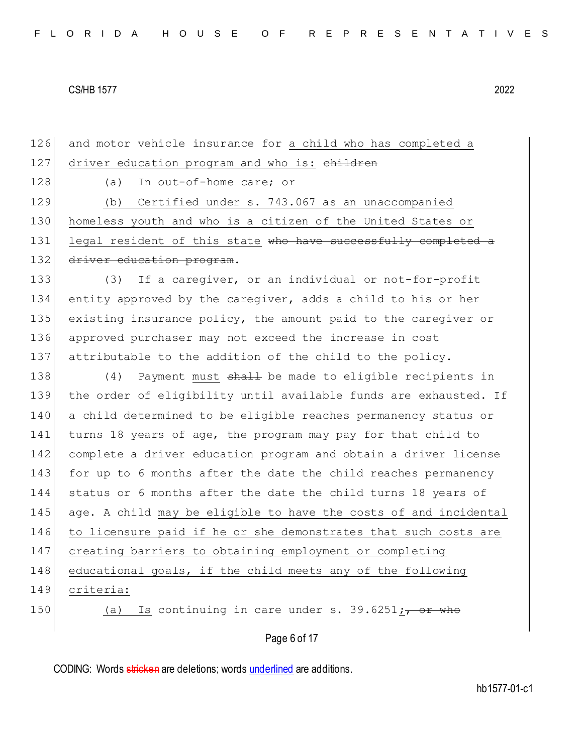126 and motor vehicle insurance for <u>a child who has completed a</u>
127 <u>driver education program and who is:</u> ~~children~~
128 <u>(a)</u> In out-of-home care<u>; or</u>
129 <u>(b) Certified under s. 743.067 as an unaccompanied</u>
130 <u>homeless youth and who is a citizen of the United States or</u>
131 <u>legal resident of this state</u> ~~who have successfully completed a~~
132 ~~driver education program~~.
133 (3) If a caregiver, or an individual or not-for-profit
134 entity approved by the caregiver, adds a child to his or her
135 existing insurance policy, the amount paid to the caregiver or
136 approved purchaser may not exceed the increase in cost
137 attributable to the addition of the child to the policy.
138 (4) Payment <u>must</u> ~~shall~~ be made to eligible recipients in
139 the order of eligibility until available funds are exhausted. If
140 a child determined to be eligible reaches permanency status or
141 turns 18 years of age, the program may pay for that child to
142 complete a driver education program and obtain a driver license
143 for up to 6 months after the date the child reaches permanency
144 status or 6 months after the date the child turns 18 years of
145 age. A child <u>may be eligible to have the costs of and incidental</u>
146 <u>to licensure paid if he or she demonstrates that such costs are</u>
147 <u>creating barriers to obtaining employment or completing</u>
148 <u>educational goals, if the child meets any of the following</u>
149 <u>criteria:</u>
150 <u>(a)</u> Is continuing in care under s. 39.6251<u>;</u> ~~, or who~~

CODING: Words ~~stricken~~ are deletions; words <u>underlined</u> are additions.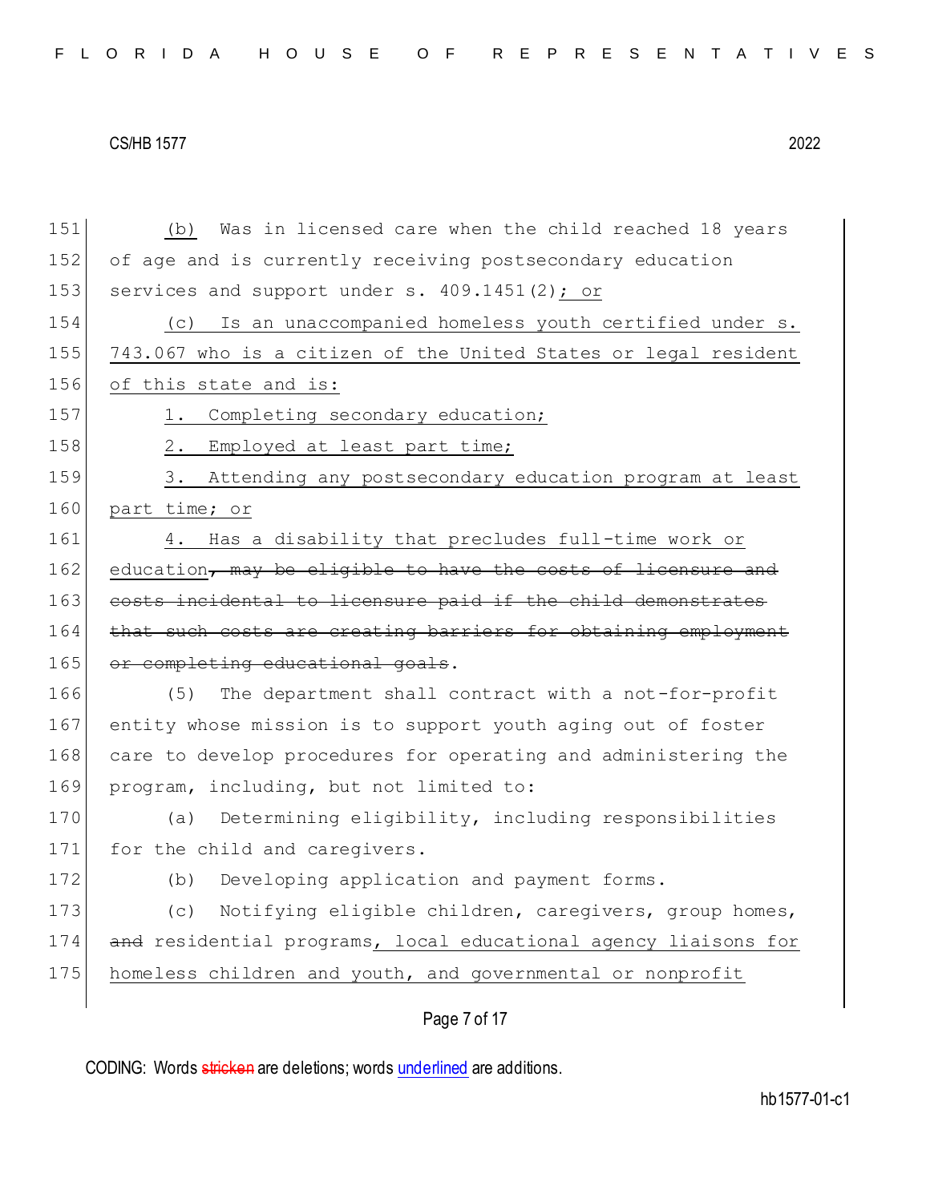151 (b) Was in licensed care when the child reached 18 years
152 of age and is currently receiving postsecondary education
153 services and support under s. 409.1451(2); or
154 (c) Is an unaccompanied homeless youth certified under s.
155 743.067 who is a citizen of the United States or legal resident
156 of this state and is:
157 1. Completing secondary education;
158 2. Employed at least part time;
159 3. Attending any postsecondary education program at least
160 part time; or
161 4. Has a disability that precludes full-time work or
162 education~~, may be eligible to have the costs of licensure and~~
163 ~~costs incidental to licensure paid if the child demonstrates~~
164 ~~that such costs are creating barriers for obtaining employment~~
165 ~~or completing educational goals~~.
166 (5) The department shall contract with a not-for-profit
167 entity whose mission is to support youth aging out of foster
168 care to develop procedures for operating and administering the
169 program, including, but not limited to:
170 (a) Determining eligibility, including responsibilities
171 for the child and caregivers.
172 (b) Developing application and payment forms.
173 (c) Notifying eligible children, caregivers, group homes,
174 ~~and~~ residential programs, local educational agency liaisons for
175 homeless children and youth, and governmental or nonprofit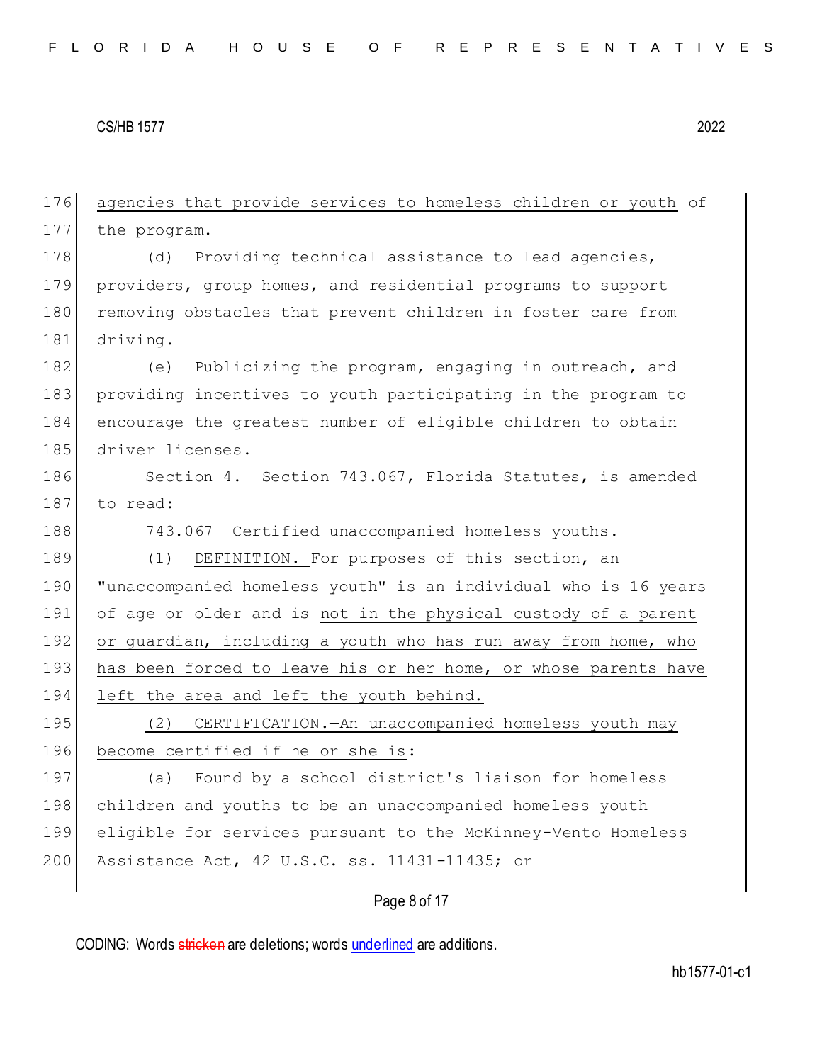agencies that provide services to homeless children or youth of the program.

(d) Providing technical assistance to lead agencies, providers, group homes, and residential programs to support removing obstacles that prevent children in foster care from driving.

(e) Publicizing the program, engaging in outreach, and providing incentives to youth participating in the program to encourage the greatest number of eligible children to obtain driver licenses.

Section 4. Section 743.067, Florida Statutes, is amended to read:

743.067 Certified unaccompanied homeless youths.—

(1) DEFINITION.—For purposes of this section, an "unaccompanied homeless youth" is an individual who is 16 years of age or older and is not in the physical custody of a parent or guardian, including a youth who has run away from home, who has been forced to leave his or her home, or whose parents have left the area and left the youth behind.

(2) CERTIFICATION.—An unaccompanied homeless youth may become certified if he or she is:

(a) Found by a school district's liaison for homeless children and youths to be an unaccompanied homeless youth eligible for services pursuant to the McKinney-Vento Homeless Assistance Act, 42 U.S.C. ss. 11431-11435; or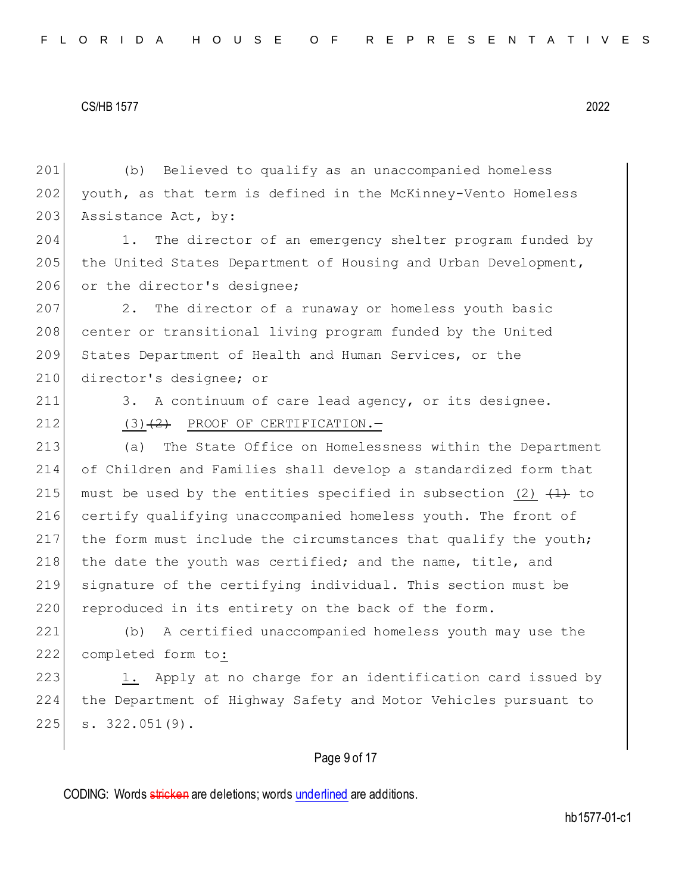(b) Believed to qualify as an unaccompanied homeless youth, as that term is defined in the McKinney-Vento Homeless Assistance Act, by:

1. The director of an emergency shelter program funded by the United States Department of Housing and Urban Development, or the director's designee;

2. The director of a runaway or homeless youth basic center or transitional living program funded by the United States Department of Health and Human Services, or the director's designee; or

3. A continuum of care lead agency, or its designee.

(3) ~~(2)~~ PROOF OF CERTIFICATION.—

(a) The State Office on Homelessness within the Department of Children and Families shall develop a standardized form that must be used by the entities specified in subsection (2) ~~(1)~~ to certify qualifying unaccompanied homeless youth. The front of the form must include the circumstances that qualify the youth; the date the youth was certified; and the name, title, and signature of the certifying individual. This section must be reproduced in its entirety on the back of the form.

(b) A certified unaccompanied homeless youth may use the completed form to:

1. Apply at no charge for an identification card issued by the Department of Highway Safety and Motor Vehicles pursuant to s. 322.051(9).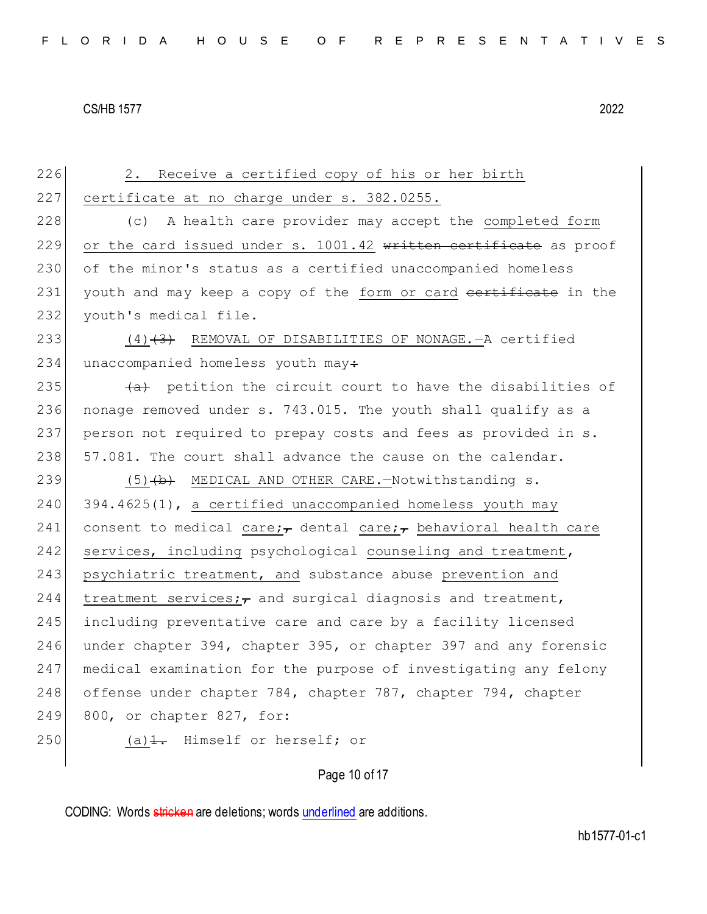226 2. Receive a certified copy of his or her birth
227 certificate at no charge under s. 382.0255.
228 (c) A health care provider may accept the completed form
229 or the card issued under s. 1001.42 ~~written certificate~~ as proof
230 of the minor's status as a certified unaccompanied homeless
231 youth and may keep a copy of the form or card ~~certificate~~ in the
232 youth's medical file.
233 (4)~~(3)~~ REMOVAL OF DISABILITIES OF NONAGE.—A certified
234 unaccompanied homeless youth may~~:~~
235 ~~(a)~~ petition the circuit court to have the disabilities of
236 nonage removed under s. 743.015. The youth shall qualify as a
237 person not required to prepay costs and fees as provided in s.
238 57.081. The court shall advance the cause on the calendar.
239 (5)~~(b)~~ MEDICAL AND OTHER CARE.—Notwithstanding s.
240 394.4625(1), a certified unaccompanied homeless youth may
241 consent to medical care;~~,~~ dental care;~~,~~ behavioral health care
242 services, including psychological counseling and treatment,
243 psychiatric treatment, and substance abuse prevention and
244 treatment services;~~,~~ and surgical diagnosis and treatment,
245 including preventative care and care by a facility licensed
246 under chapter 394, chapter 395, or chapter 397 and any forensic
247 medical examination for the purpose of investigating any felony
248 offense under chapter 784, chapter 787, chapter 794, chapter
249 800, or chapter 827, for:
250 (a)~~1.~~ Himself or herself; or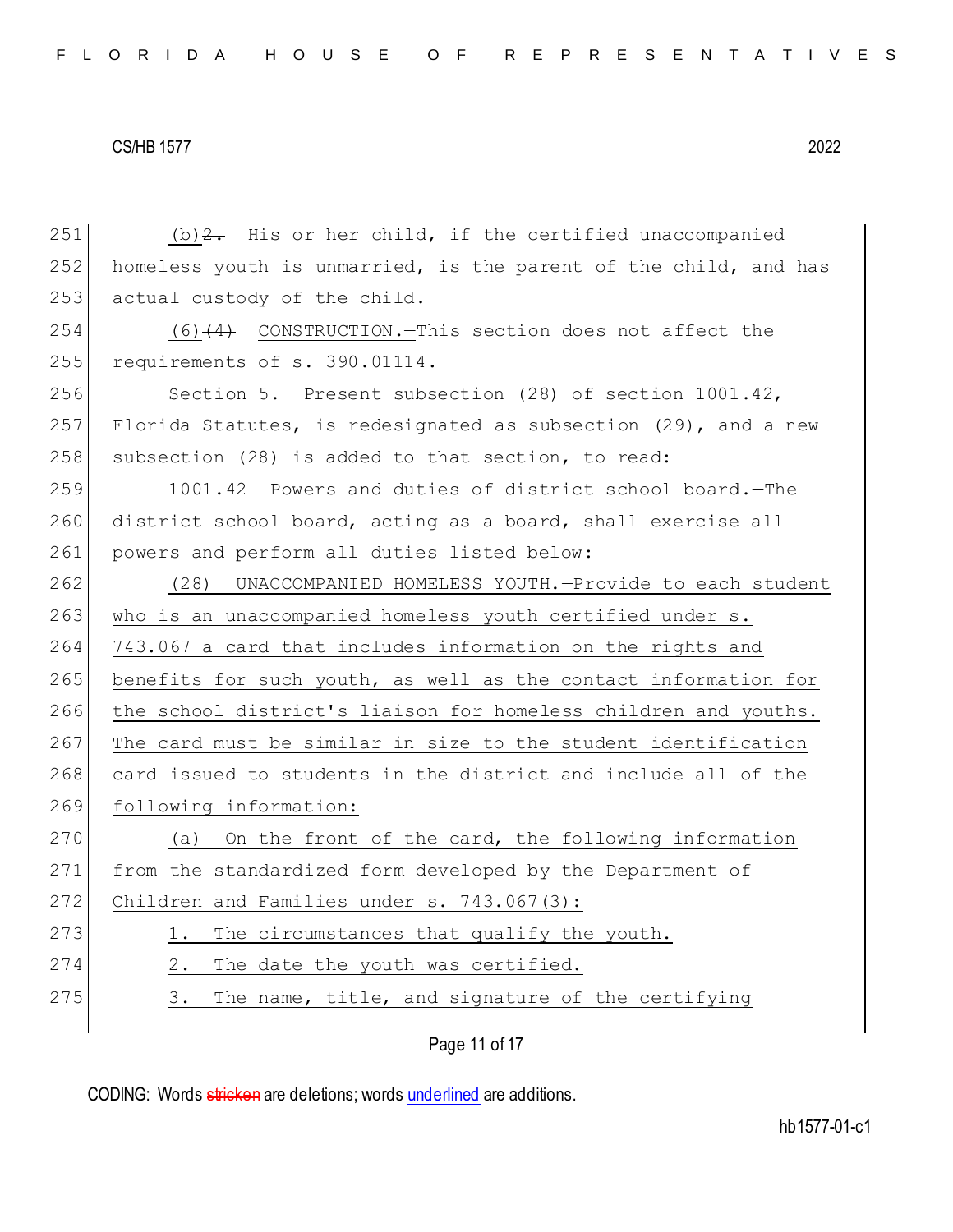251 (b) ~~2.~~ His or her child, if the certified unaccompanied
252 homeless youth is unmarried, is the parent of the child, and has
253 actual custody of the child.

254 (6) ~~(4)~~ CONSTRUCTION.—This section does not affect the
255 requirements of s. 390.01114.

256 Section 5. Present subsection (28) of section 1001.42,
257 Florida Statutes, is redesignated as subsection (29), and a new
258 subsection (28) is added to that section, to read:

259 1001.42 Powers and duties of district school board.—The
260 district school board, acting as a board, shall exercise all
261 powers and perform all duties listed below:

262 (28) UNACCOMPANIED HOMELESS YOUTH.—Provide to each student
263 who is an unaccompanied homeless youth certified under s.
264 743.067 a card that includes information on the rights and
265 benefits for such youth, as well as the contact information for
266 the school district's liaison for homeless children and youths.
267 The card must be similar in size to the student identification
268 card issued to students in the district and include all of the
269 following information:

270 (a) On the front of the card, the following information
271 from the standardized form developed by the Department of
272 Children and Families under s. 743.067(3):

273 1. The circumstances that qualify the youth.

274 2. The date the youth was certified.

275 3. The name, title, and signature of the certifying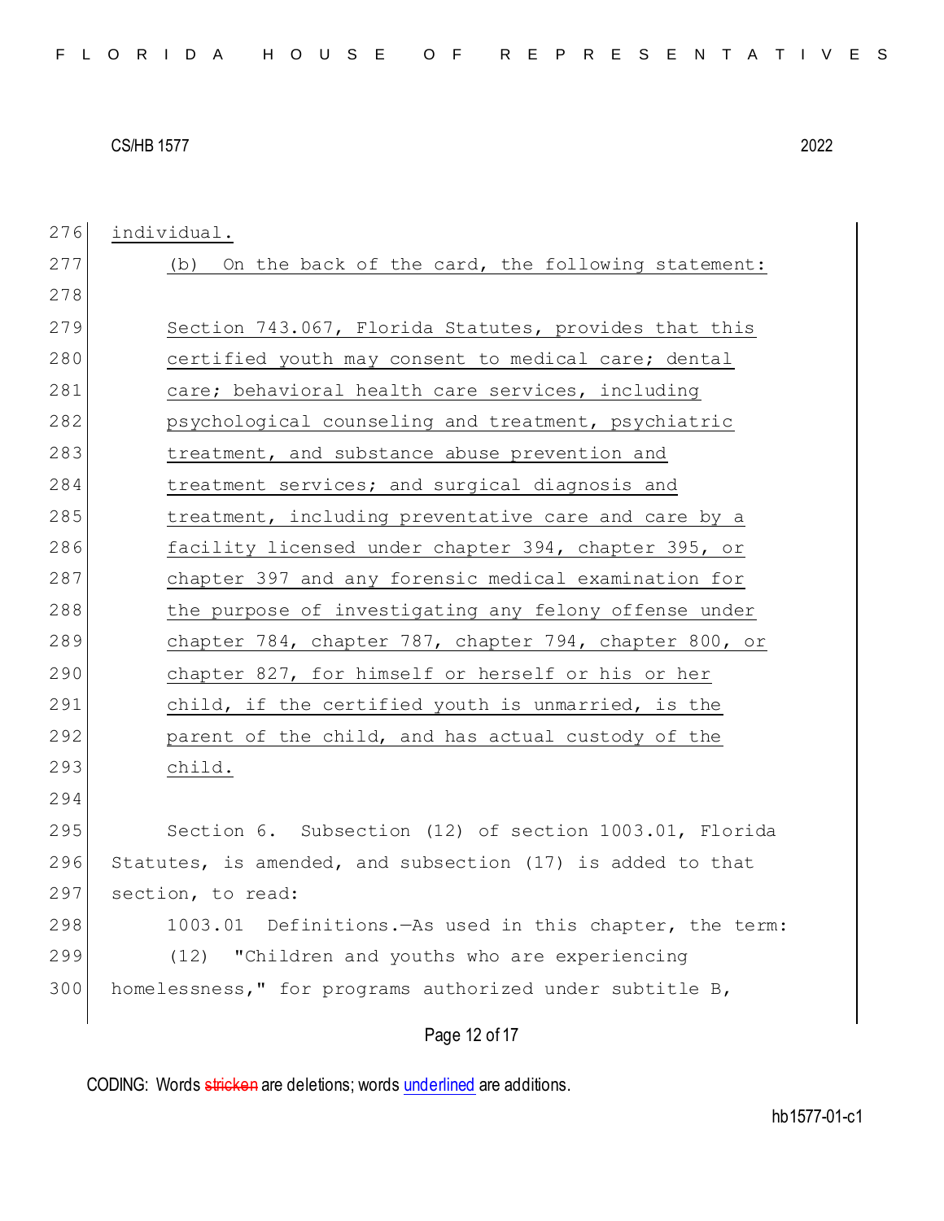individual.

(b) On the back of the card, the following statement:

Section 743.067, Florida Statutes, provides that this certified youth may consent to medical care; dental care; behavioral health care services, including psychological counseling and treatment, psychiatric treatment, and substance abuse prevention and treatment services; and surgical diagnosis and treatment, including preventative care and care by a facility licensed under chapter 394, chapter 395, or chapter 397 and any forensic medical examination for the purpose of investigating any felony offense under chapter 784, chapter 787, chapter 794, chapter 800, or chapter 827, for himself or herself or his or her child, if the certified youth is unmarried, is the parent of the child, and has actual custody of the child.

Section 6. Subsection (12) of section 1003.01, Florida Statutes, is amended, and subsection (17) is added to that section, to read:

1003.01 Definitions.—As used in this chapter, the term:

(12) "Children and youths who are experiencing homelessness," for programs authorized under subtitle B,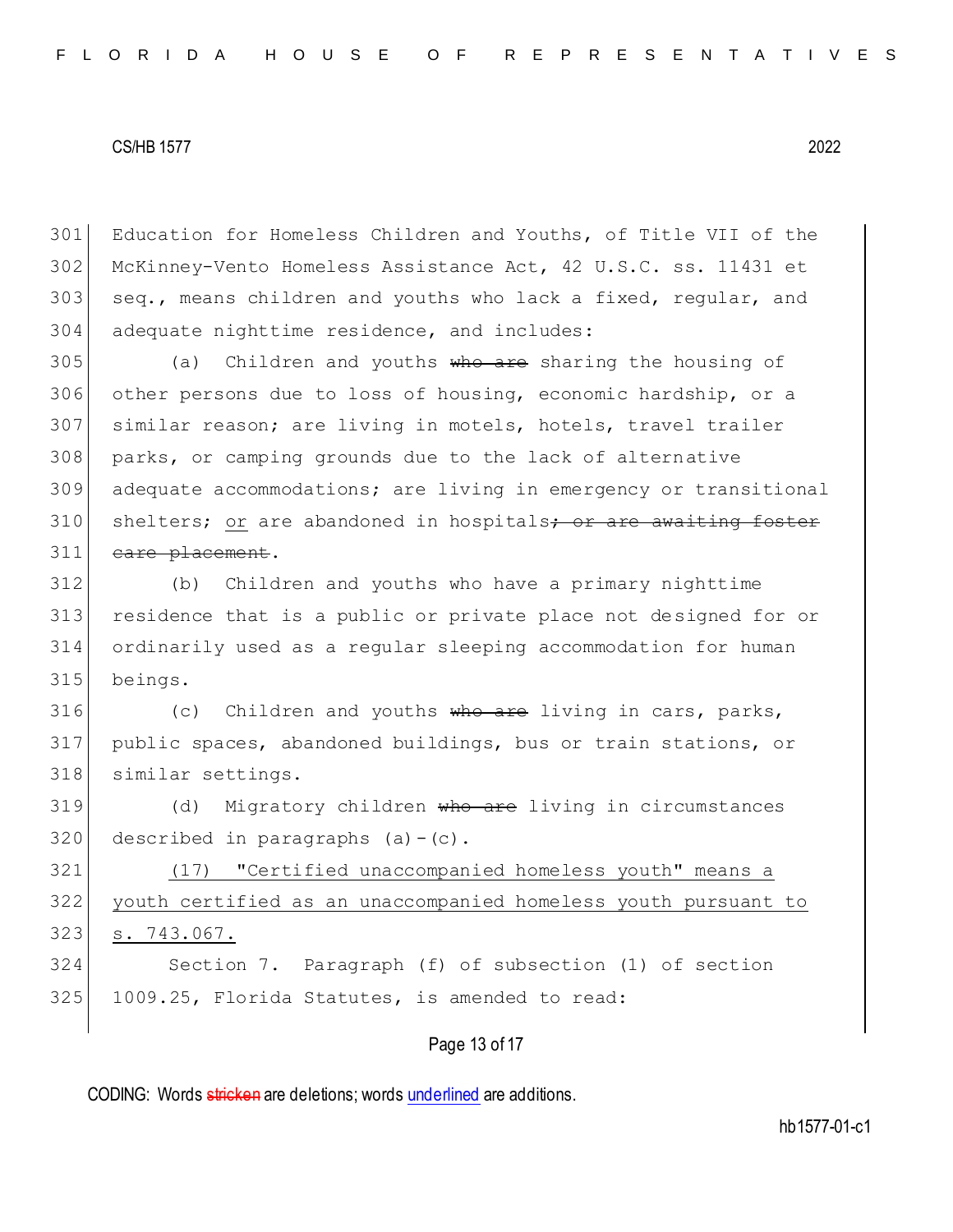Education for Homeless Children and Youths, of Title VII of the McKinney-Vento Homeless Assistance Act, 42 U.S.C. ss. 11431 et seq., means children and youths who lack a fixed, regular, and adequate nighttime residence, and includes:

(a) Children and youths ~~who are~~ sharing the housing of other persons due to loss of housing, economic hardship, or a similar reason; are living in motels, hotels, travel trailer parks, or camping grounds due to the lack of alternative adequate accommodations; are living in emergency or transitional shelters; <u>or</u> are abandoned in hospitals~~; or are awaiting foster care placement~~.

(b) Children and youths who have a primary nighttime residence that is a public or private place not designed for or ordinarily used as a regular sleeping accommodation for human beings.

(c) Children and youths ~~who are~~ living in cars, parks, public spaces, abandoned buildings, bus or train stations, or similar settings.

(d) Migratory children ~~who are~~ living in circumstances described in paragraphs (a)-(c).

<u>(17) "Certified unaccompanied homeless youth" means a youth certified as an unaccompanied homeless youth pursuant to s. 743.067.</u>

Section 7. Paragraph (f) of subsection (1) of section 1009.25, Florida Statutes, is amended to read: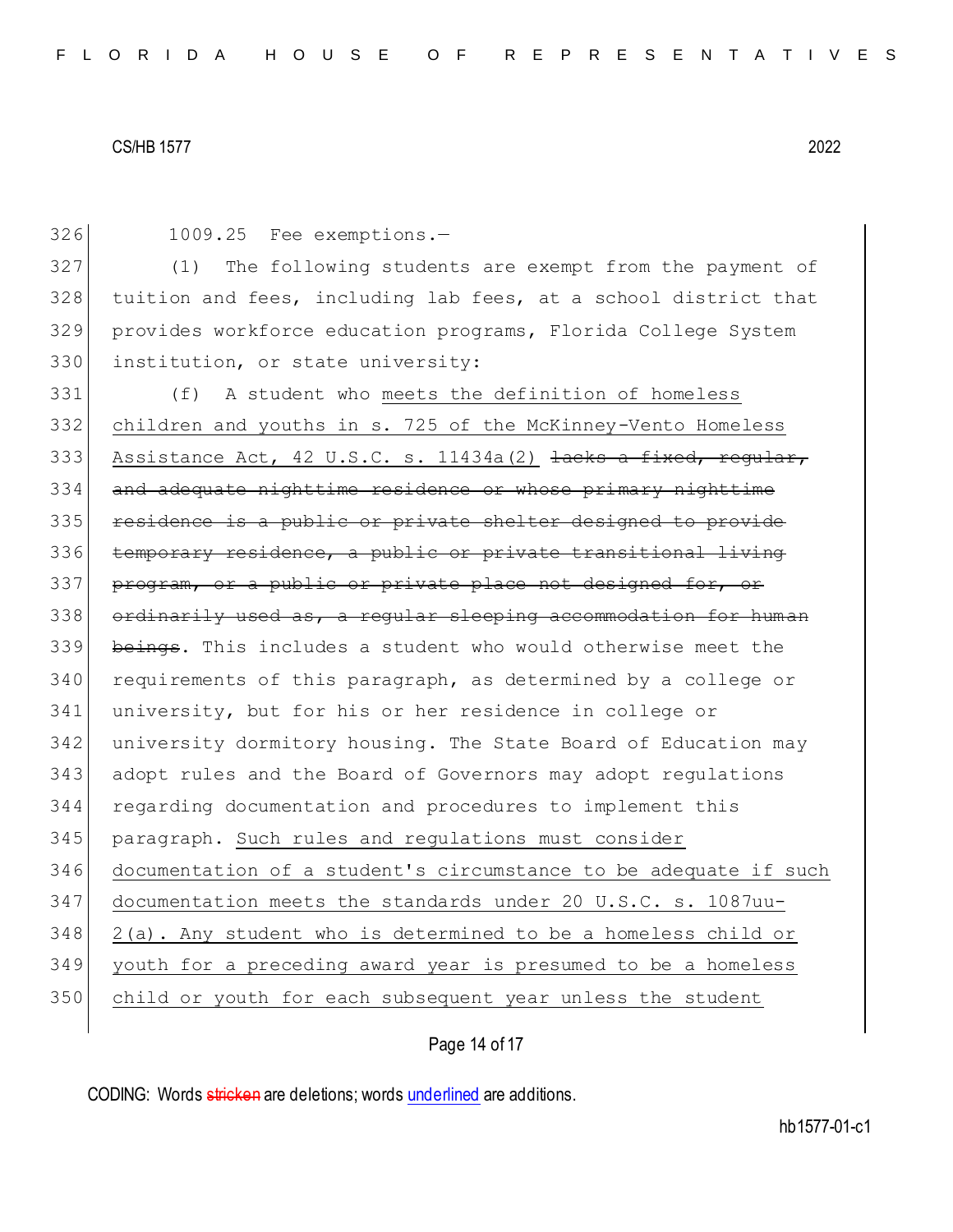1009.25 Fee exemptions.—

(1) The following students are exempt from the payment of tuition and fees, including lab fees, at a school district that provides workforce education programs, Florida College System institution, or state university:

(f) A student who <u>meets the definition of homeless children and youths in s. 725 of the McKinney-Vento Homeless Assistance Act, 42 U.S.C. s. 11434a(2)</u> ~~lacks a fixed, regular, and adequate nighttime residence or whose primary nighttime residence is a public or private shelter designed to provide temporary residence, a public or private transitional living program, or a public or private place not designed for, or ordinarily used as, a regular sleeping accommodation for human beings~~. This includes a student who would otherwise meet the requirements of this paragraph, as determined by a college or university, but for his or her residence in college or university dormitory housing. The State Board of Education may adopt rules and the Board of Governors may adopt regulations regarding documentation and procedures to implement this paragraph. <u>Such rules and regulations must consider documentation of a student's circumstance to be adequate if such documentation meets the standards under 20 U.S.C. s. 1087uu-2(a). Any student who is determined to be a homeless child or youth for a preceding award year is presumed to be a homeless child or youth for each subsequent year unless the student</u>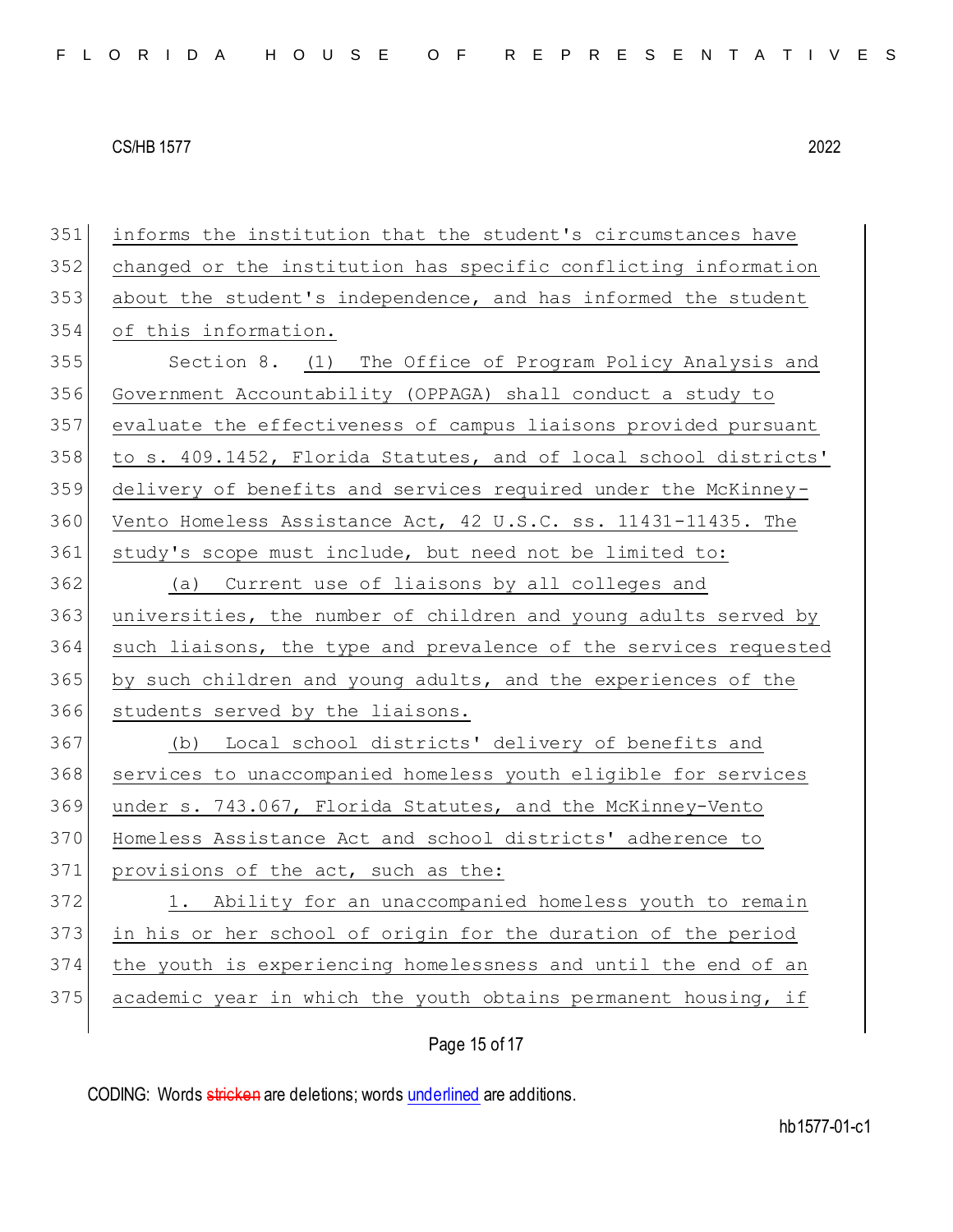informs the institution that the student's circumstances have changed or the institution has specific conflicting information about the student's independence, and has informed the student of this information.

Section 8. (1) The Office of Program Policy Analysis and Government Accountability (OPPAGA) shall conduct a study to evaluate the effectiveness of campus liaisons provided pursuant to s. 409.1452, Florida Statutes, and of local school districts' delivery of benefits and services required under the McKinney-Vento Homeless Assistance Act, 42 U.S.C. ss. 11431-11435. The study's scope must include, but need not be limited to:

(a) Current use of liaisons by all colleges and universities, the number of children and young adults served by such liaisons, the type and prevalence of the services requested by such children and young adults, and the experiences of the students served by the liaisons.

(b) Local school districts' delivery of benefits and services to unaccompanied homeless youth eligible for services under s. 743.067, Florida Statutes, and the McKinney-Vento Homeless Assistance Act and school districts' adherence to provisions of the act, such as the:

1. Ability for an unaccompanied homeless youth to remain in his or her school of origin for the duration of the period the youth is experiencing homelessness and until the end of an academic year in which the youth obtains permanent housing, if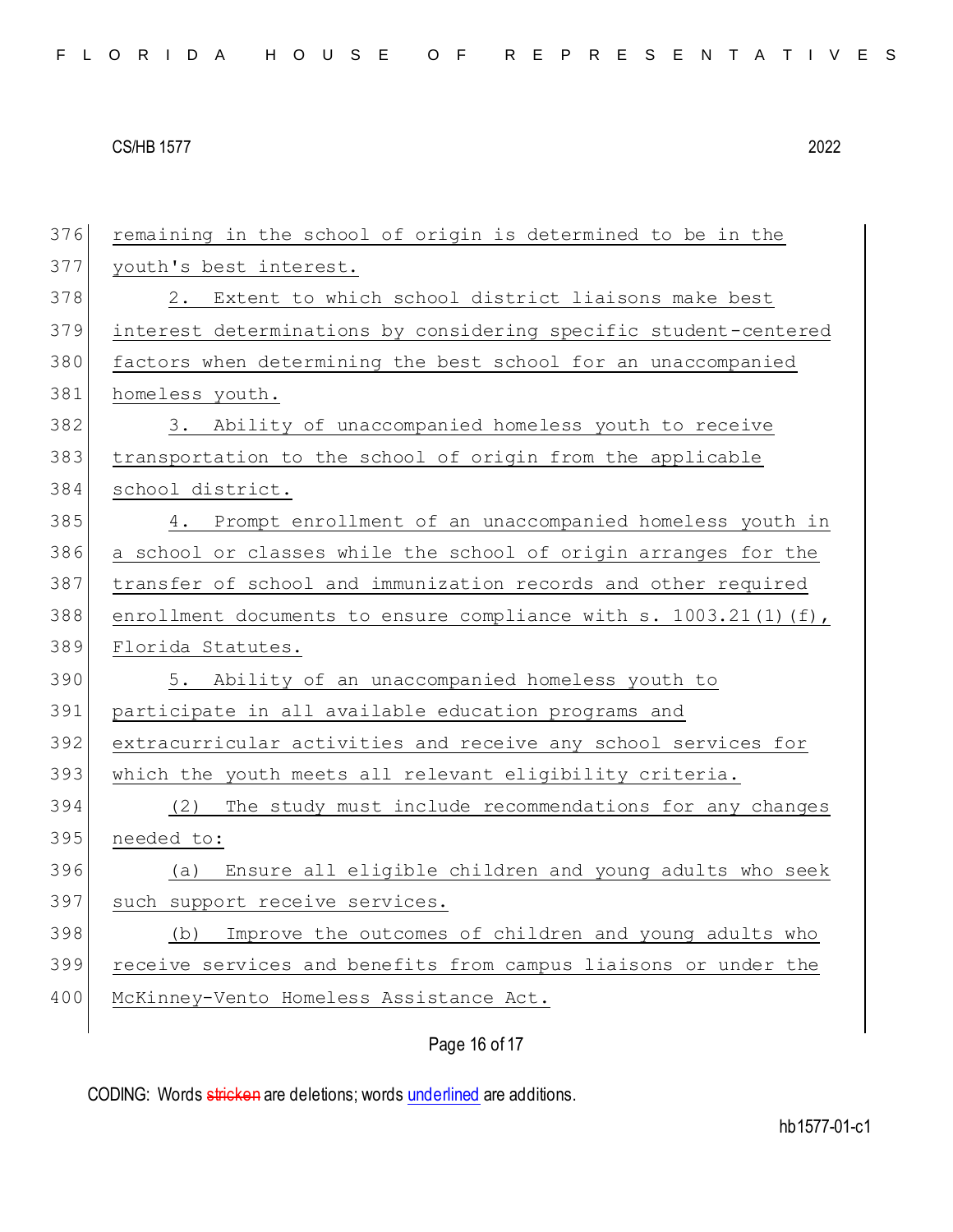remaining in the school of origin is determined to be in the youth's best interest.

2. Extent to which school district liaisons make best interest determinations by considering specific student-centered factors when determining the best school for an unaccompanied homeless youth.

3. Ability of unaccompanied homeless youth to receive transportation to the school of origin from the applicable school district.

4. Prompt enrollment of an unaccompanied homeless youth in a school or classes while the school of origin arranges for the transfer of school and immunization records and other required enrollment documents to ensure compliance with s. 1003.21(1)(f), Florida Statutes.

5. Ability of an unaccompanied homeless youth to participate in all available education programs and extracurricular activities and receive any school services for which the youth meets all relevant eligibility criteria.

(2) The study must include recommendations for any changes needed to:

(a) Ensure all eligible children and young adults who seek such support receive services.

(b) Improve the outcomes of children and young adults who receive services and benefits from campus liaisons or under the McKinney-Vento Homeless Assistance Act.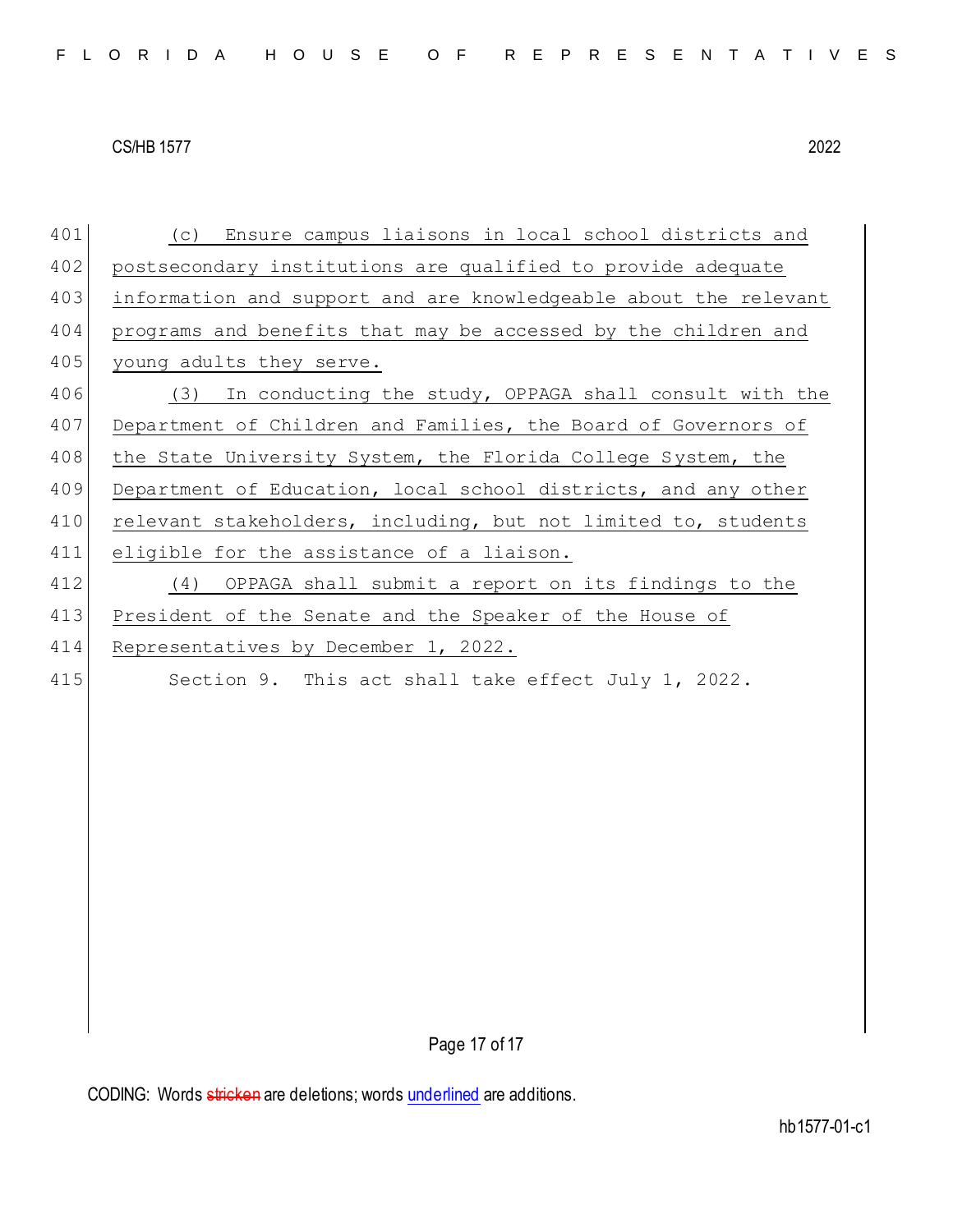(c) Ensure campus liaisons in local school districts and postsecondary institutions are qualified to provide adequate information and support and are knowledgeable about the relevant programs and benefits that may be accessed by the children and young adults they serve.

(3) In conducting the study, OPPAGA shall consult with the Department of Children and Families, the Board of Governors of the State University System, the Florida College System, the Department of Education, local school districts, and any other relevant stakeholders, including, but not limited to, students eligible for the assistance of a liaison.

(4) OPPAGA shall submit a report on its findings to the President of the Senate and the Speaker of the House of Representatives by December 1, 2022.

Section 9. This act shall take effect July 1, 2022.